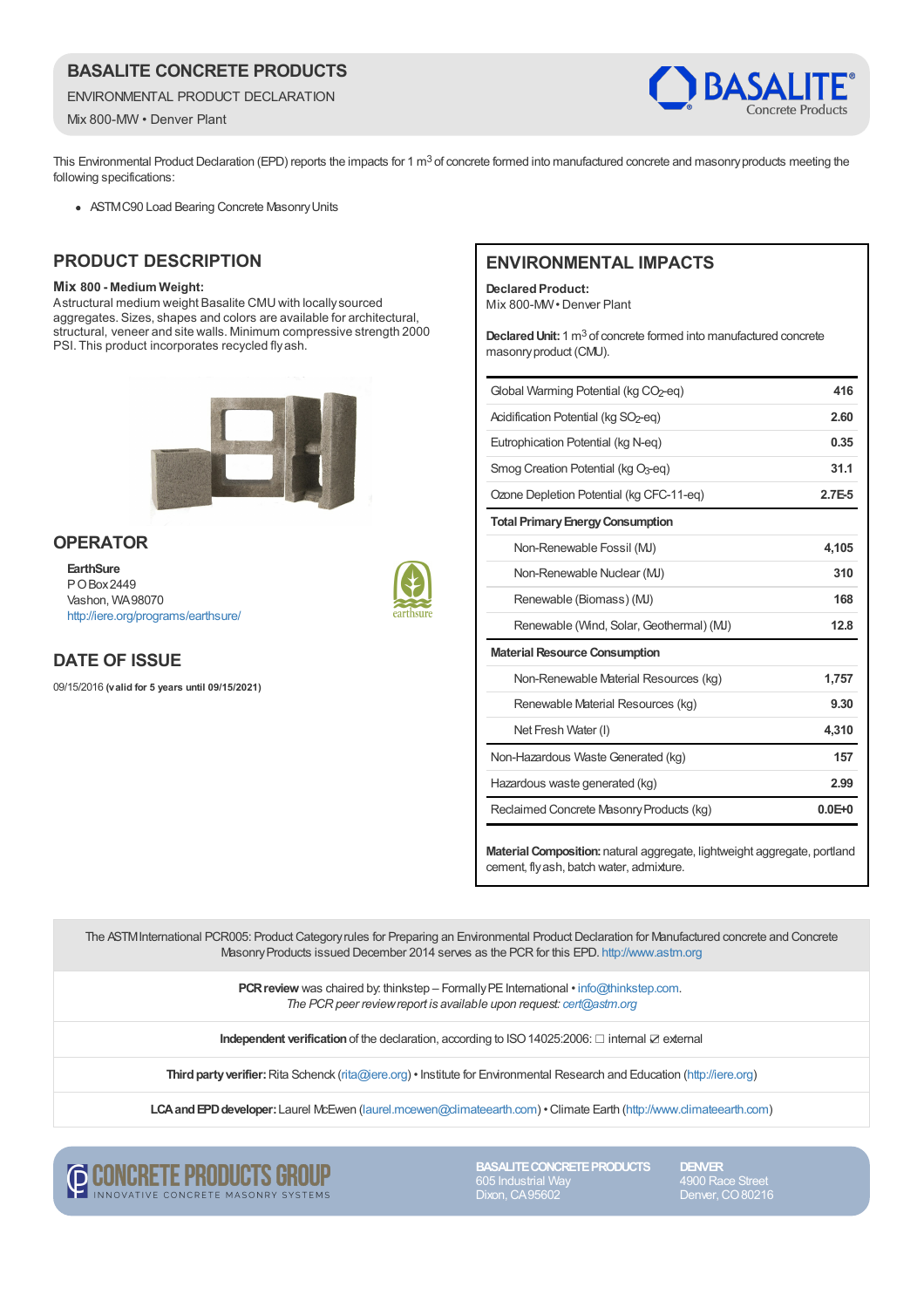# BASALITE CONCRETE PRODUCTS

ENVIRONMENTAL PRODUCT DECLARATION

Mix 800-MW • Denver Plant

This Environmental Product Declaration (EPD) reports the impacts for 1 $m^3$ of concrete formed into manufactured concrete and masonry products meeting the following specifications:

- ASTM C90 Load Bearing Concrete Masonry Units

## PRODUCT DESCRIPTION

**Mix 800 - Medium Weight:**
A structural medium weight Basalite CMU with locally sourced aggregates. Sizes, shapes and colors are available for architectural, structural, veneer and site walls. Minimum compressive strength 2000 PSI. This product incorporates recycled fly ash.

## OPERATOR

**EarthSure**
P O Box 2449
Vashon, WA 98070
http://iere.org/programs/earthsure/

## DATE OF ISSUE

09/15/2016 **(valid for 5 years until 09/15/2021)**

## ENVIRONMENTAL IMPACTS

**Declared Product:**
Mix 800-MW • Denver Plant

**Declared Unit:** 1 $m^3$ of concrete formed into manufactured concrete masonry product (CMU).

| Impact | Value |
|---|---|
| Global Warming Potential (kg $CO_2$-eq) | **416** |
| Acidification Potential (kg $SO_2$-eq) | **2.60** |
| Eutrophication Potential (kg N-eq) | **0.35** |
| Smog Creation Potential (kg $O_3$-eq) | **31.1** |
| Ozone Depletion Potential (kg CFC-11-eq) | **2.7E-5** |
| **Total Primary Energy Consumption** | |
| Non-Renewable Fossil (MJ) | **4,105** |
| Non-Renewable Nuclear (MJ) | **310** |
| Renewable (Biomass) (MJ) | **168** |
| Renewable (Wind, Solar, Geothermal) (MJ) | **12.8** |
| **Material Resource Consumption** | |
| Non-Renewable Material Resources (kg) | **1,757** |
| Renewable Material Resources (kg) | **9.30** |
| Net Fresh Water (l) | **4,310** |
| Non-Hazardous Waste Generated (kg) | **157** |
| Hazardous waste generated (kg) | **2.99** |
| Reclaimed Concrete Masonry Products (kg) | **0.0E+0** |

**Material Composition:** natural aggregate, lightweight aggregate, portland cement, fly ash, batch water, admixture.

The ASTM International PCR005: Product Category rules for Preparing an Environmental Product Declaration for Manufactured concrete and Concrete Masonry Products issued December 2014 serves as the PCR for this EPD. http://www.astm.org

**PCR review** was chaired by: thinkstep – Formally PE International • info@thinkstep.com.
*The PCR peer review report is available upon request: cert@astm.org*

**Independent verification** of the declaration, according to ISO 14025:2006: ☐ internal ☑ external

**Third party verifier:** Rita Schenck (rita@iere.org) • Institute for Environmental Research and Education (http://iere.org)

**LCA and EPD developer:** Laurel McEwen (laurel.mcewen@climateearth.com) • Climate Earth (http://www.climateearth.com)

CONCRETE PRODUCTS GROUP
INNOVATIVE CONCRETE MASONRY SYSTEMS

**BASALITE CONCRETE PRODUCTS**
605 Industrial Way
Dixon, CA 95602

**DENVER**
4900 Race Street
Denver, CO 80216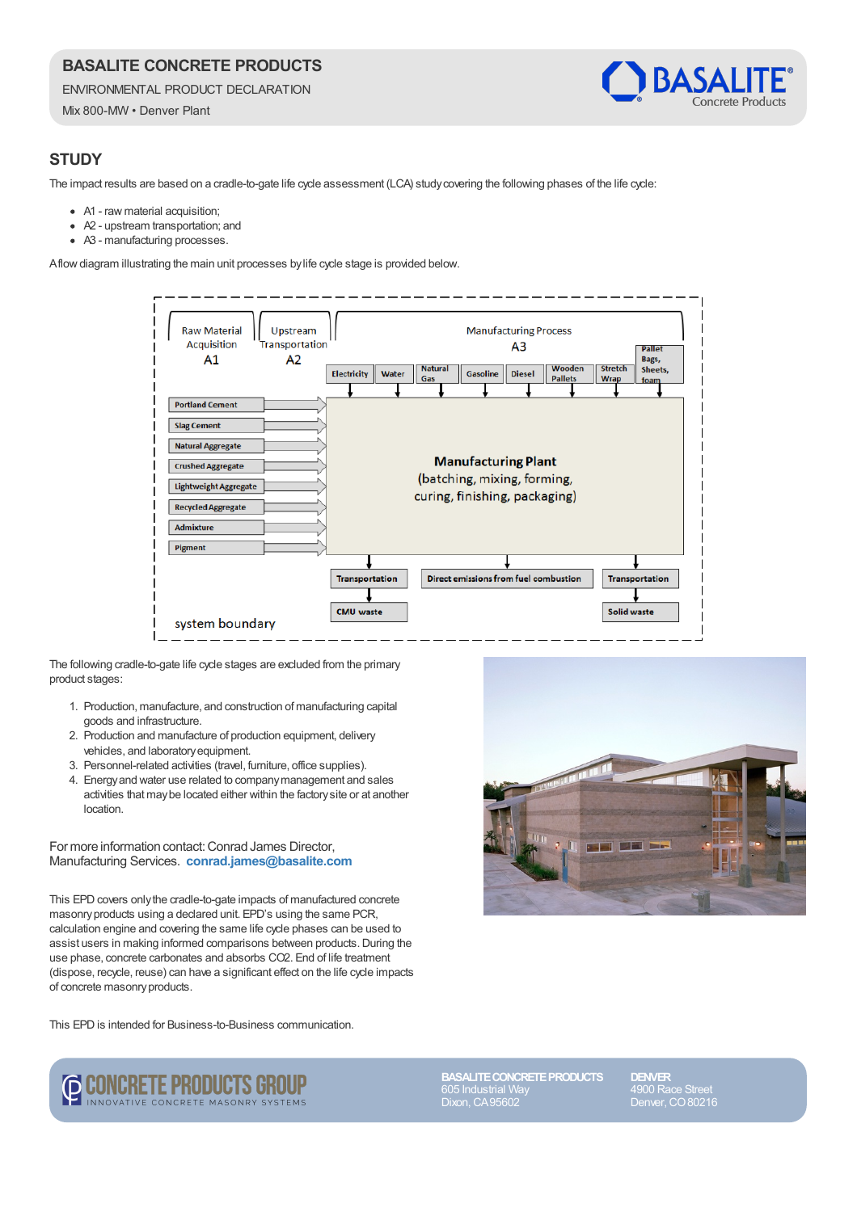BASALITE CONCRETE PRODUCTS

ENVIRONMENTAL PRODUCT DECLARATION

Mix 800-MW • Denver Plant

## STUDY

The impact results are based on a cradle-to-gate life cycle assessment (LCA) study covering the following phases of the life cycle:

- A1 - raw material acquisition;
- A2 - upstream transportation; and
- A3 - manufacturing processes.

A flow diagram illustrating the main unit processes by life cycle stage is provided below.

Raw Material Acquisition A1

Upstream Transportation A2

Manufacturing Process A3

Electricity, Water, Natural Gas, Gasoline, Diesel, Wooden Pallets, Stretch Wrap, Pallet Bags, Sheets, foam

Portland Cement, Slag Cement, Natural Aggregate, Crushed Aggregate, Lightweight Aggregate, Recycled Aggregate, Admixture, Pigment

**Manufacturing Plant** (batching, mixing, forming, curing, finishing, packaging)

Transportation, Direct emissions from fuel combustion, Transportation

CMU waste, Solid waste

system boundary

The following cradle-to-gate life cycle stages are excluded from the primary product stages:

1. Production, manufacture, and construction of manufacturing capital goods and infrastructure.
2. Production and manufacture of production equipment, delivery vehicles, and laboratory equipment.
3. Personnel-related activities (travel, furniture, office supplies).
4. Energy and water use related to company management and sales activities that may be located either within the factory site or at another location.

For more information contact: Conrad James Director, Manufacturing Services. **conrad.james@basalite.com**

This EPD covers only the cradle-to-gate impacts of manufactured concrete masonry products using a declared unit. EPD's using the same PCR, calculation engine and covering the same life cycle phases can be used to assist users in making informed comparisons between products. During the use phase, concrete carbonates and absorbs $CO_2$. End of life treatment (dispose, recycle, reuse) can have a significant effect on the life cycle impacts of concrete masonry products.

This EPD is intended for Business-to-Business communication.

CONCRETE PRODUCTS GROUP
INNOVATIVE CONCRETE MASONRY SYSTEMS

**BASALITE CONCRETE PRODUCTS**
605 Industrial Way
Dixon, CA 95602

**DENVER**
4900 Race Street
Denver, CO 80216